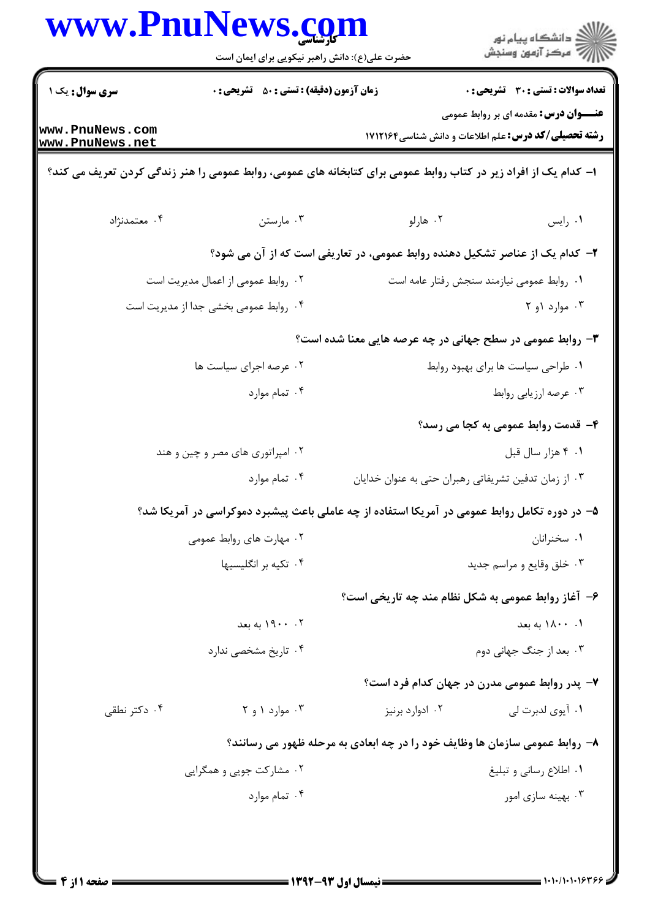**سری سوال:** یک ۱

**زمان آزمون (دقیقه) : تستی : ۵۰ تشریحی : ۰**

**تعداد سوالات : تستی : ۳۰ تشریحی : ۰**

**عنـــوان درس:** مقدمه ای بر روابط عمومی

**رشته تحصیلی/کد درس:** علم اطلاعات و دانش شناسی۱۷۱۲۱۶۴

**۱- کدام یک از افراد زیر در کتاب روابط عمومی برای کتابخانه های عمومی، روابط عمومی را هنر زندگی کردن تعریف می کند؟**

۱. رایس
۲. هارلو
۳. مارستن
۴. معتمدنژاد

**۲- کدام یک از عناصر تشکیل دهنده روابط عمومی، در تعاریفی است که از آن می شود؟**

۱. روابط عمومی نیازمند سنجش رفتار عامه است
۲. روابط عمومی از اعمال مدیریت است
۳. موارد ۱و ۲
۴. روابط عمومی بخشی جدا از مدیریت است

**۳- روابط عمومی در سطح جهانی در چه عرصه هایی معنا شده است؟**

۱. طراحی سیاست ها برای بهبود روابط
۲. عرصه اجرای سیاست ها
۳. عرصه ارزیابی روابط
۴. تمام موارد

**۴- قدمت روابط عمومی به کجا می رسد؟**

۱. ۴ هزار سال قبل
۲. امپراتوری های مصر و چین و هند
۳. از زمان تدفین تشریفاتی رهبران حتی به عنوان خدایان
۴. تمام موارد

**۵- در دوره تکامل روابط عمومی در آمریکا استفاده از چه عاملی باعث پیشبرد دموکراسی در آمریکا شد؟**

۱. سخنرانان
۲. مهارت های روابط عمومی
۳. خلق وقایع و مراسم جدید
۴. تکیه بر انگلیسیها

**۶- آغاز روابط عمومی به شکل نظام مند چه تاریخی است؟**

۱. ۱۸۰۰ به بعد
۲. ۱۹۰۰ به بعد
۳. بعد از جنگ جهانی دوم
۴. تاریخ مشخصی ندارد

**۷- پدر روابط عمومی مدرن در جهان کدام فرد است؟**

۱. آیوی لدبرت لی
۲. ادوارد برنیز
۳. موارد ۱ و ۲
۴. دکتر نطقی

**۸- روابط عمومی سازمان ها وظایف خود را در چه ابعادی به مرحله ظهور می رسانند؟**

۱. اطلاع رسانی و تبلیغ
۲. مشارکت جویی و همگرایی
۳. بهینه سازی امور
۴. تمام موارد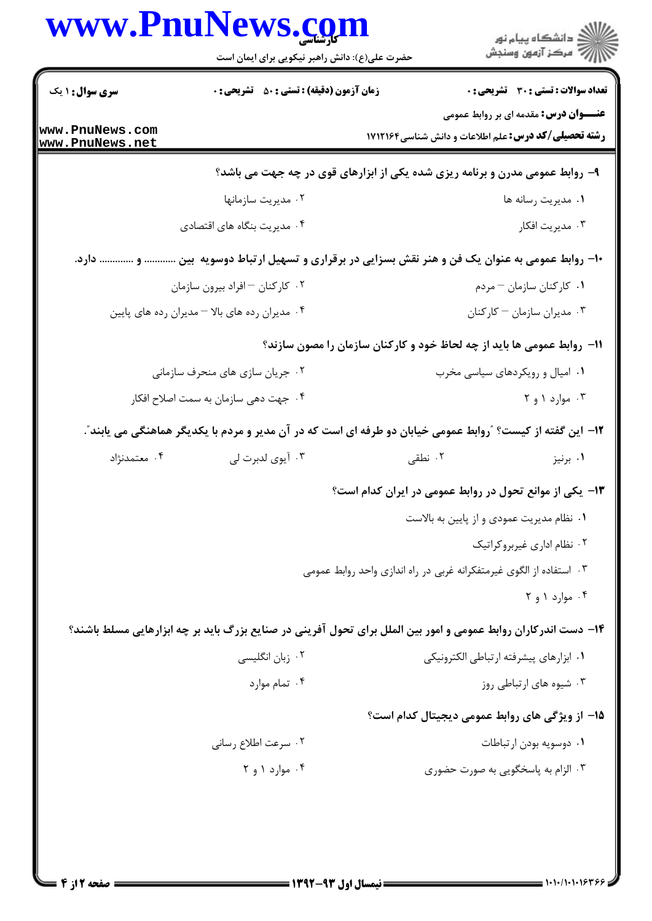**تعداد سوالات : تستی : ۳۰ تشریحی : ۰** | **زمان آزمون (دقیقه) : تستی : ۵۰ تشریحی : ۰** | **سری سوال : ۱ یک**

**عنـــوان درس:** مقدمه ای بر روابط عمومی

**رشته تحصیلی/کد درس:** علم اطلاعات و دانش شناسی۱۷۱۲۱۶۴

**۹- روابط عمومی مدرن و برنامه ریزی شده یکی از ابزارهای قوی در چه جهت می باشد؟**

۱. مدیریت رسانه ها
۲. مدیریت سازمانها
۳. مدیریت افکار
۴. مدیریت بنگاه های اقتصادی

**۱۰- روابط عمومی به عنوان یک فن و هنر نقش بسزایی در برقراری و تسهیل ارتباط دوسویه بین ............ و ............ دارد.**

۱. کارکنان سازمان – مردم
۲. کارکنان – افراد بیرون سازمان
۳. مدیران سازمان – کارکنان
۴. مدیران رده های بالا – مدیران رده های پایین

**۱۱- روابط عمومی ها باید از چه لحاظ خود و کارکنان سازمان را مصون سازند؟**

۱. امیال و رویکردهای سیاسی مخرب
۲. جریان سازی های منحرف سازمانی
۳. موارد ۱ و ۲
۴. جهت دهی سازمان به سمت اصلاح افکار

**۱۲- این گفته از کیست؟ "روابط عمومی خیابان دو طرفه ای است که در آن مدیر و مردم با یکدیگر هماهنگی می یابند".**

۱. برنیز
۲. نطقی
۳. آیوی لدبرت لی
۴. معتمدنژاد

**۱۳- یکی از موانع تحول در روابط عمومی در ایران کدام است؟**

۱. نظام مدیریت عمودی و از پایین به بالاست
۲. نظام اداری غیربروکراتیک
۳. استفاده از الگوی غیرمتفکرانه غربی در راه اندازی واحد روابط عمومی
۴. موارد ۱ و ۲

**۱۴- دست اندرکاران روابط عمومی و امور بین الملل برای تحول آفرینی در صنایع بزرگ باید بر چه ابزارهایی مسلط باشند؟**

۱. ابزارهای پیشرفته ارتباطی الکترونیکی
۲. زبان انگلیسی
۳. شیوه های ارتباطی روز
۴. تمام موارد

**۱۵- از ویژگی های روابط عمومی دیجیتال کدام است؟**

۱. دوسویه بودن ارتباطات
۲. سرعت اطلاع رسانی
۳. الزام به پاسخگویی به صورت حضوری
۴. موارد ۱ و ۲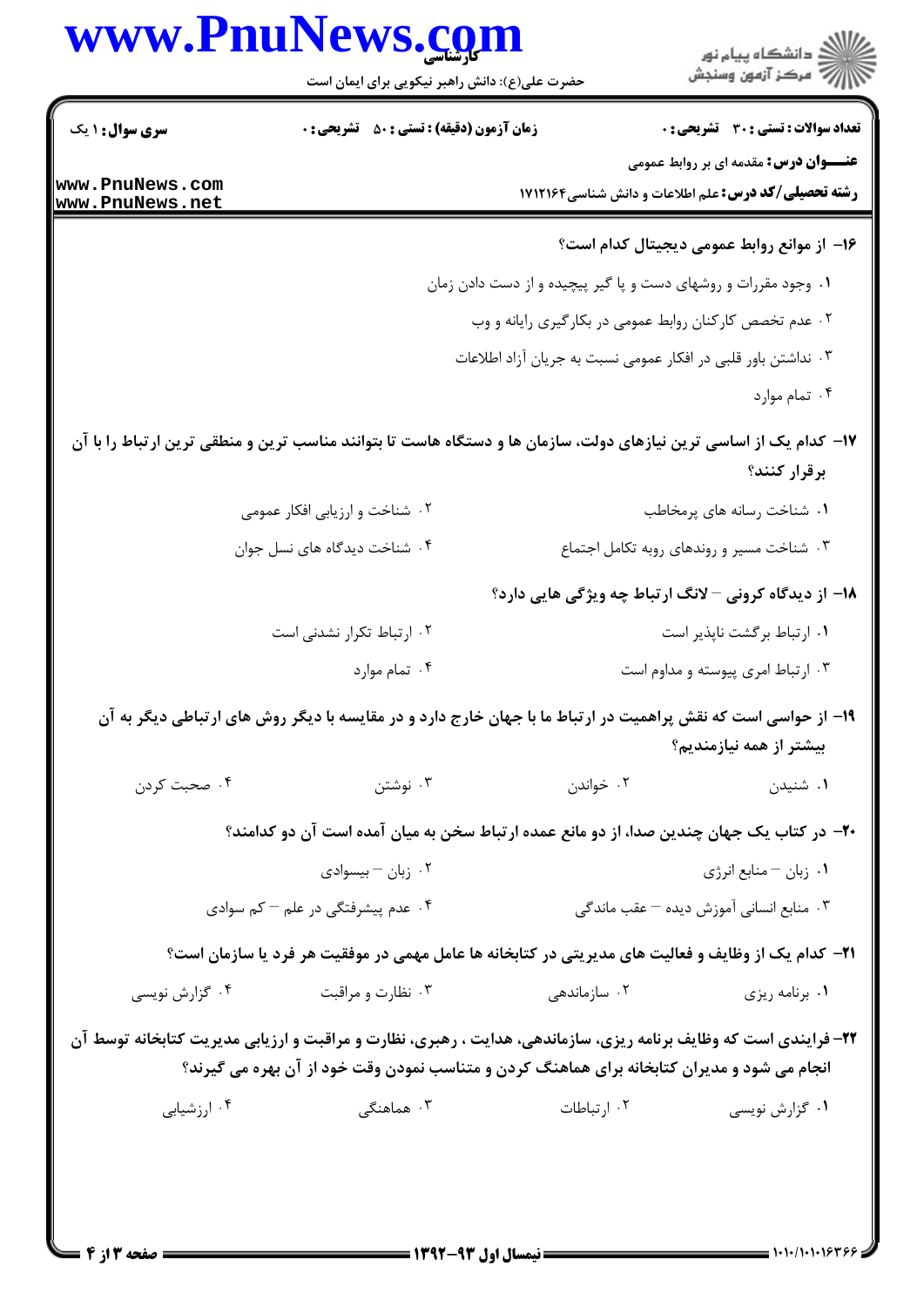۱۶- از موانع روابط عمومی دیجیتال کدام است؟

۱. وجود مقررات و روشهای دست و پا گیر پیچیده و از دست دادن زمان

۲. عدم تخصص کارکنان روابط عمومی در بکارگیری رایانه و وب

۳. نداشتن باور قلبی در افکار عمومی نسبت به جریان آزاد اطلاعات

۴. تمام موارد

۱۷- کدام یک از اساسی ترین نیازهای دولت، سازمان ها و دستگاه هاست تا بتوانند مناسب ترین و منطقی ترین ارتباط را با آن برقرار کنند؟

۱. شناخت رسانه های پرمخاطب

۲. شناخت و ارزیابی افکار عمومی

۳. شناخت مسیر و روندهای روبه تکامل اجتماع

۴. شناخت دیدگاه های نسل جوان

۱۸- از دیدگاه کرونی – لانگ ارتباط چه ویژگی هایی دارد؟

۱. ارتباط برگشت ناپذیر است

۲. ارتباط تکرار نشدنی است

۳. ارتباط امری پیوسته و مداوم است

۴. تمام موارد

۱۹- از حواسی است که نقش پراهمیت در ارتباط ما با جهان خارج دارد و در مقایسه با دیگر روش های ارتباطی دیگر به آن بیشتر از همه نیازمندیم؟

۱. شنیدن

۲. خواندن

۳. نوشتن

۴. صحبت کردن

۲۰- در کتاب یک جهان چندین صدا، از دو مانع عمده ارتباط سخن به میان آمده است آن دو کدامند؟

۱. زبان – منابع انرژی

۲. زبان – بیسوادی

۳. منابع انسانی آموزش دیده – عقب ماندگی

۴. عدم پیشرفتگی در علم – کم سوادی

۲۱- کدام یک از وظایف و فعالیت های مدیریتی در کتابخانه ها عامل مهمی در موفقیت هر فرد یا سازمان است؟

۱. برنامه ریزی

۲. سازماندهی

۳. نظارت و مراقبت

۴. گزارش نویسی

۲۲- فرایندی است که وظایف برنامه ریزی، سازماندهی، هدایت ، رهبری، نظارت و مراقبت و ارزیابی مدیریت کتابخانه توسط آن انجام می شود و مدیران کتابخانه برای هماهنگ کردن و متناسب نمودن وقت خود از آن بهره می گیرند؟

۱. گزارش نویسی

۲. ارتباطات

۳. هماهنگی

۴. ارزشیابی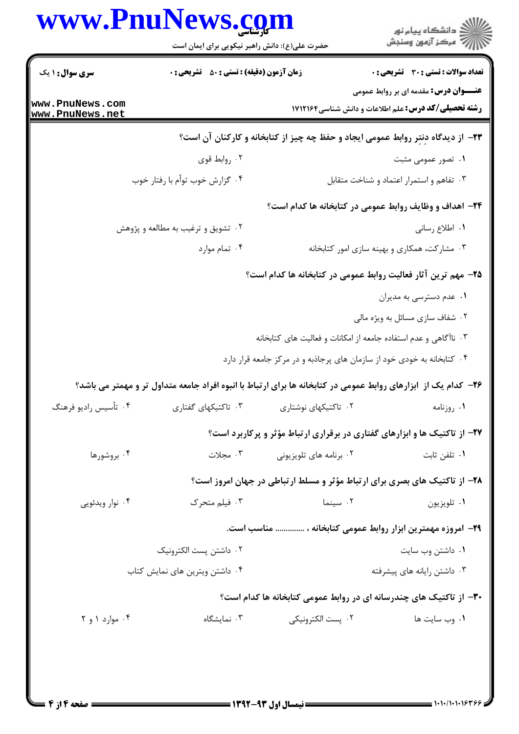۲۳- از دیدگاه دِنتر روابط عمومی ایجاد و حفظ چه چیز از کتابخانه و کارکنان آن است؟

۱. تصور عمومی مثبت

۲. روابط قوی

۳. تفاهم و استمرار اعتماد و شناخت متقابل

۴. گزارش خوب توأم با رفتار خوب

۲۴- اهداف و وظایف روابط عمومی در کتابخانه ها کدام است؟

۱. اطلاع رسانی

۲. تشویق و ترغیب به مطالعه و پژوهش

۳. مشارکت، همکاری و بهینه سازی امور کتابخانه

۴. تمام موارد

۲۵- مهم ترین آثار فعالیت روابط عمومی در کتابخانه ها کدام است؟

۱. عدم دسترسی به مدیران

۲. شفاف سازی مسائل به ویژه مالی

۳. ناآگاهی و عدم استفاده جامعه از امکانات و فعالیت های کتابخانه

۴. کتابخانه به خودی خود از سازمان های پرجاذبه و در مرکز جامعه قرار دارد

۲۶- کدام یک از ابزارهای روابط عمومی در کتابخانه ها برای ارتباط با انبوه افراد جامعه متداول تر و مهمتر می باشد؟

۱. روزنامه

۲. تاکتیکهای نوشتاری

۳. تاکتیکهای گفتاری

۴. تأسیس رادیو فرهنگ

۲۷- از تاکتیک ها و ابزارهای گفتاری در برقراری ارتباط مؤثر و پرکاربرد است؟

۱. تلفن ثابت

۲. برنامه های تلویزیونی

۳. مجلات

۴. بروشورها

۲۸- از تاکتیک های بصری برای ارتباط مؤثر و مسلط ارتباطی در جهان امروز است؟

۱. تلویزیون

۲. سینما

۳. فیلم متحرک

۴. نوار ویدئویی

۲۹- امروزه مهمترین ابزار روابط عمومی کتابخانه ، .............. مناسب است.

۱. داشتن وب سایت

۲. داشتن پست الکترونیک

۳. داشتن رایانه های پیشرفته

۴. داشتن ویترین های نمایش کتاب

۳۰- از تاکتیک های چندرسانه ای در روابط عمومی کتابخانه ها کدام است؟

۱. وب سایت ها

۲. پست الکترونیکی

۳. نمایشگاه

۴. موارد ۱ و ۲